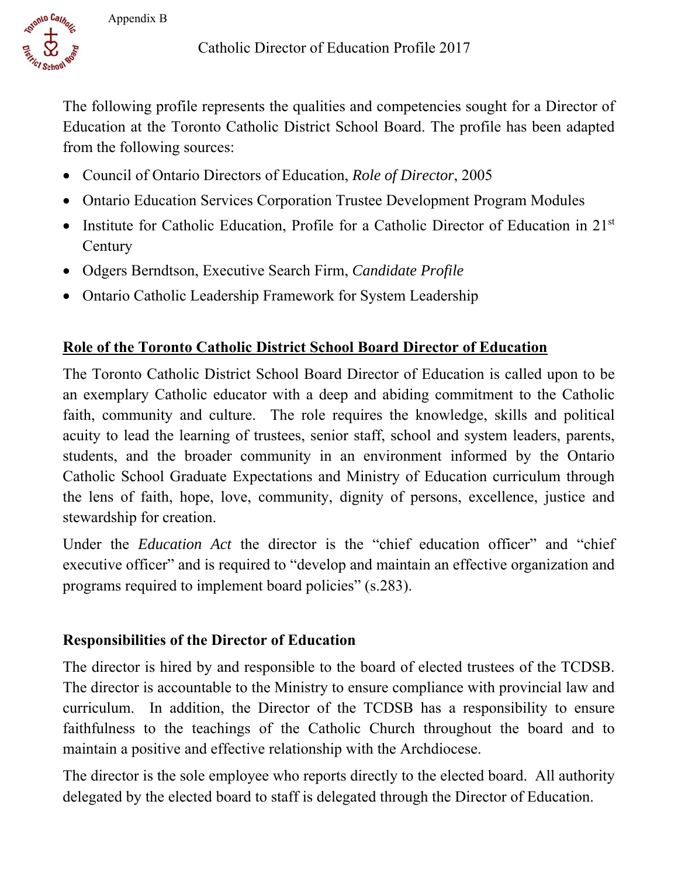Appendix B

# Catholic Director of Education Profile 2017

The following profile represents the qualities and competencies sought for a Director of Education at the Toronto Catholic District School Board. The profile has been adapted from the following sources:

- Council of Ontario Directors of Education, *Role of Director*, 2005
- Ontario Education Services Corporation Trustee Development Program Modules
- Institute for Catholic Education, Profile for a Catholic Director of Education in 21[st] Century
- Odgers Berndtson, Executive Search Firm, *Candidate Profile*
- Ontario Catholic Leadership Framework for System Leadership

## Role of the Toronto Catholic District School Board Director of Education

The Toronto Catholic District School Board Director of Education is called upon to be an exemplary Catholic educator with a deep and abiding commitment to the Catholic faith, community and culture. The role requires the knowledge, skills and political acuity to lead the learning of trustees, senior staff, school and system leaders, parents, students, and the broader community in an environment informed by the Ontario Catholic School Graduate Expectations and Ministry of Education curriculum through the lens of faith, hope, love, community, dignity of persons, excellence, justice and stewardship for creation.

Under the *Education Act* the director is the "chief education officer" and "chief executive officer" and is required to "develop and maintain an effective organization and programs required to implement board policies" (s.283).

### Responsibilities of the Director of Education

The director is hired by and responsible to the board of elected trustees of the TCDSB. The director is accountable to the Ministry to ensure compliance with provincial law and curriculum. In addition, the Director of the TCDSB has a responsibility to ensure faithfulness to the teachings of the Catholic Church throughout the board and to maintain a positive and effective relationship with the Archdiocese.

The director is the sole employee who reports directly to the elected board. All authority delegated by the elected board to staff is delegated through the Director of Education.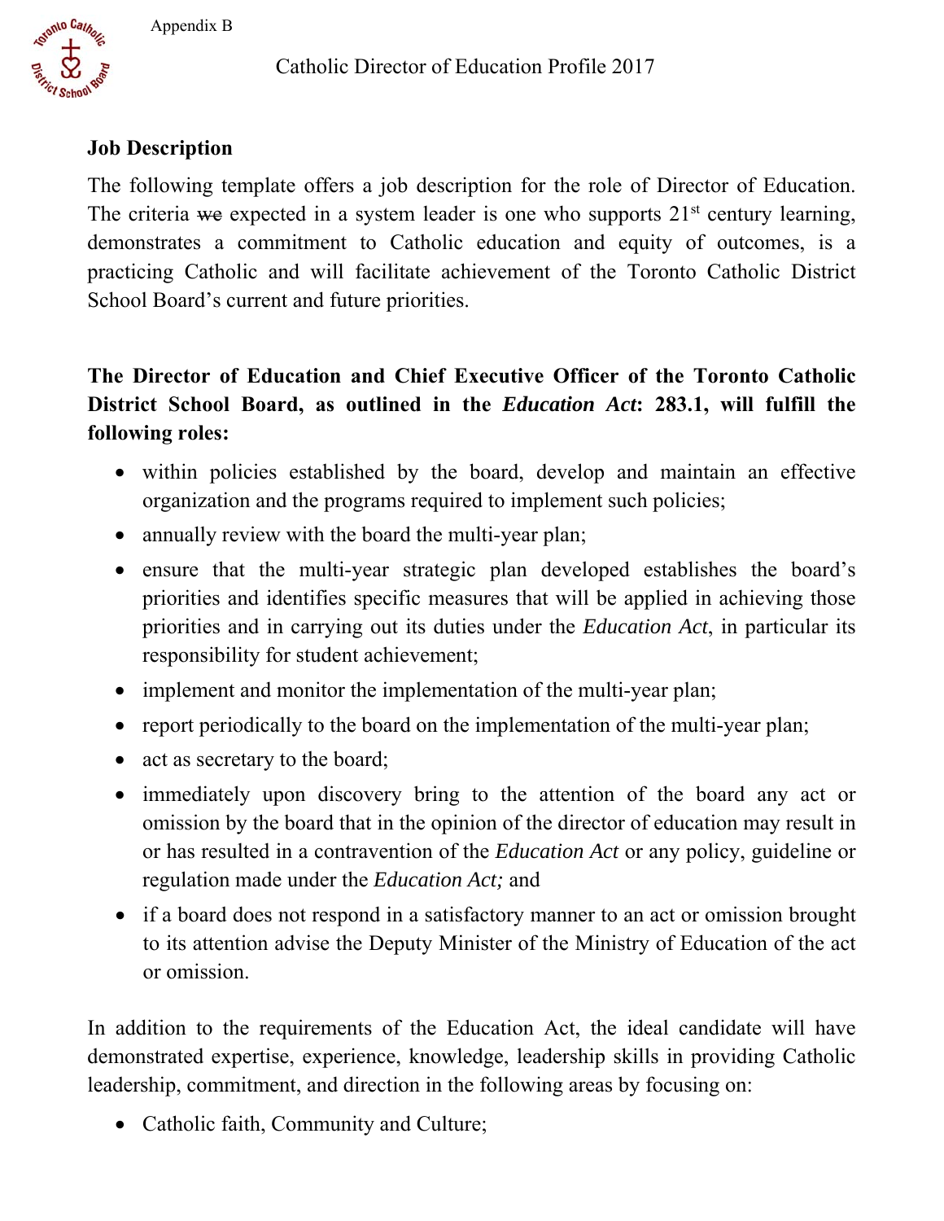Appendix B

Catholic Director of Education Profile 2017

**Job Description**

The following template offers a job description for the role of Director of Education. The criteria ~~we~~ expected in a system leader is one who supports 21st century learning, demonstrates a commitment to Catholic education and equity of outcomes, is a practicing Catholic and will facilitate achievement of the Toronto Catholic District School Board's current and future priorities.

**The Director of Education and Chief Executive Officer of the Toronto Catholic District School Board, as outlined in the *Education Act*: 283.1, will fulfill the following roles:**

- within policies established by the board, develop and maintain an effective organization and the programs required to implement such policies;
- annually review with the board the multi-year plan;
- ensure that the multi-year strategic plan developed establishes the board's priorities and identifies specific measures that will be applied in achieving those priorities and in carrying out its duties under the *Education Act*, in particular its responsibility for student achievement;
- implement and monitor the implementation of the multi-year plan;
- report periodically to the board on the implementation of the multi-year plan;
- act as secretary to the board;
- immediately upon discovery bring to the attention of the board any act or omission by the board that in the opinion of the director of education may result in or has resulted in a contravention of the *Education Act* or any policy, guideline or regulation made under the *Education Act;* and
- if a board does not respond in a satisfactory manner to an act or omission brought to its attention advise the Deputy Minister of the Ministry of Education of the act or omission.

In addition to the requirements of the Education Act, the ideal candidate will have demonstrated expertise, experience, knowledge, leadership skills in providing Catholic leadership, commitment, and direction in the following areas by focusing on:

- Catholic faith, Community and Culture;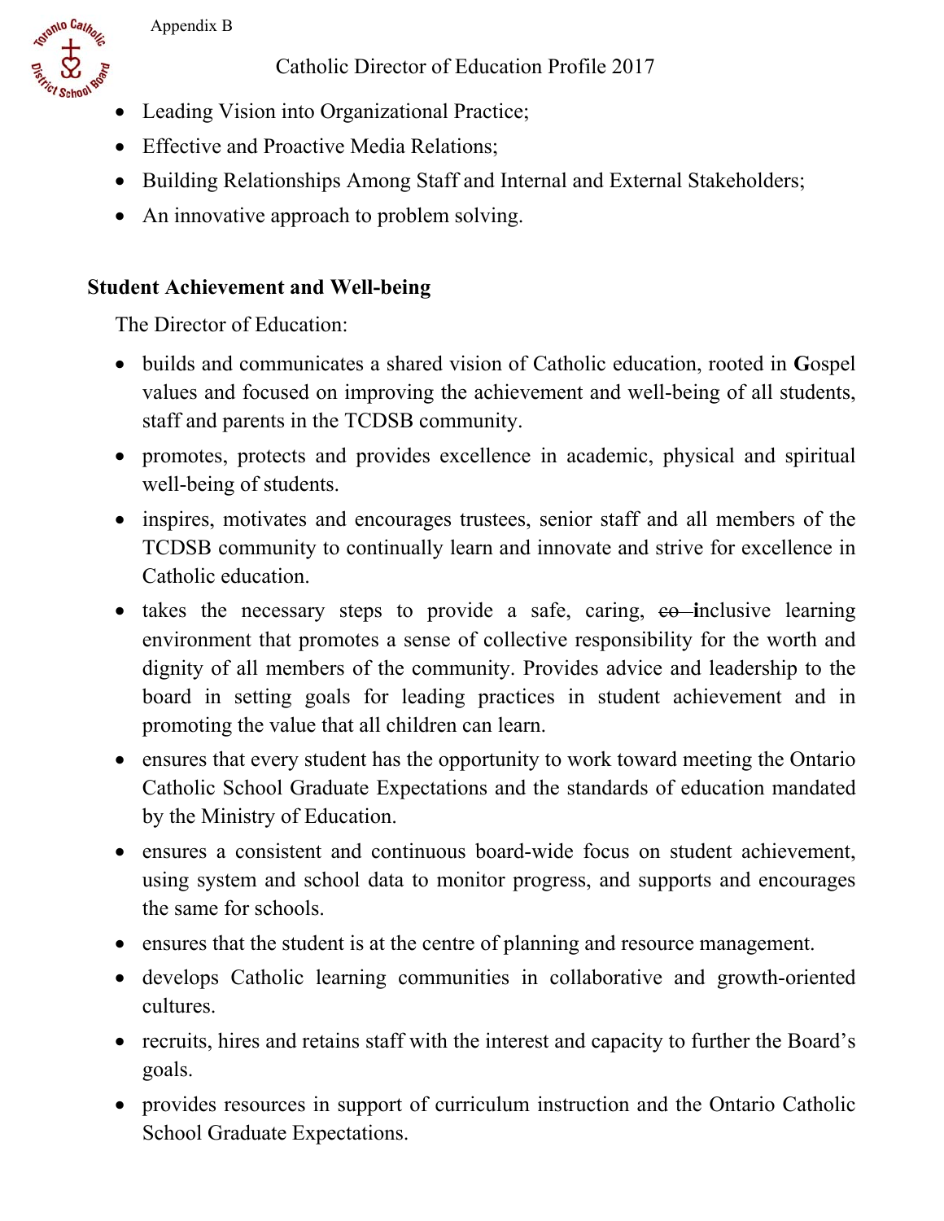- Leading Vision into Organizational Practice;
- Effective and Proactive Media Relations;
- Building Relationships Among Staff and Internal and External Stakeholders;
- An innovative approach to problem solving.

**Student Achievement and Well-being**

The Director of Education:

- builds and communicates a shared vision of Catholic education, rooted in **G**ospel values and focused on improving the achievement and well-being of all students, staff and parents in the TCDSB community.
- promotes, protects and provides excellence in academic, physical and spiritual well-being of students.
- inspires, motivates and encourages trustees, senior staff and all members of the TCDSB community to continually learn and innovate and strive for excellence in Catholic education.
- takes the necessary steps to provide a safe, caring, ~~co-~~**i**nclusive learning environment that promotes a sense of collective responsibility for the worth and dignity of all members of the community. Provides advice and leadership to the board in setting goals for leading practices in student achievement and in promoting the value that all children can learn.
- ensures that every student has the opportunity to work toward meeting the Ontario Catholic School Graduate Expectations and the standards of education mandated by the Ministry of Education.
- ensures a consistent and continuous board-wide focus on student achievement, using system and school data to monitor progress, and supports and encourages the same for schools.
- ensures that the student is at the centre of planning and resource management.
- develops Catholic learning communities in collaborative and growth-oriented cultures.
- recruits, hires and retains staff with the interest and capacity to further the Board's goals.
- provides resources in support of curriculum instruction and the Ontario Catholic School Graduate Expectations.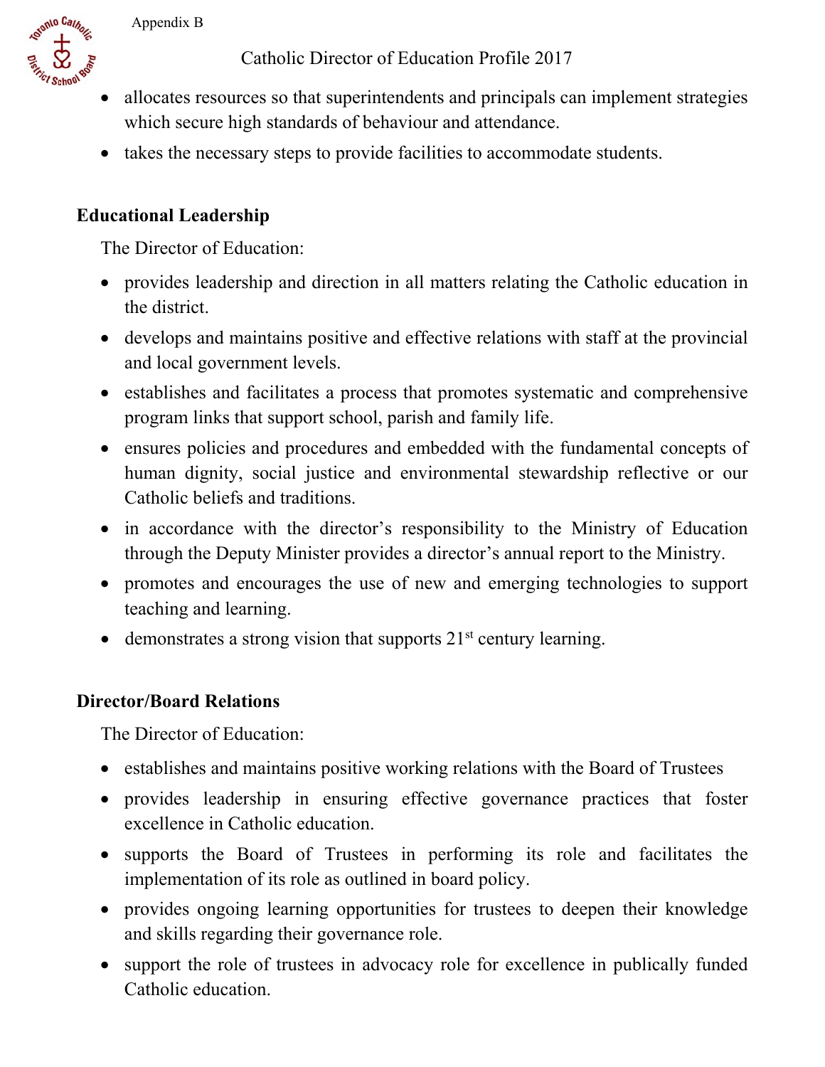- allocates resources so that superintendents and principals can implement strategies which secure high standards of behaviour and attendance.
- takes the necessary steps to provide facilities to accommodate students.

**Educational Leadership**

The Director of Education:

- provides leadership and direction in all matters relating the Catholic education in the district.
- develops and maintains positive and effective relations with staff at the provincial and local government levels.
- establishes and facilitates a process that promotes systematic and comprehensive program links that support school, parish and family life.
- ensures policies and procedures and embedded with the fundamental concepts of human dignity, social justice and environmental stewardship reflective or our Catholic beliefs and traditions.
- in accordance with the director's responsibility to the Ministry of Education through the Deputy Minister provides a director's annual report to the Ministry.
- promotes and encourages the use of new and emerging technologies to support teaching and learning.
- demonstrates a strong vision that supports 21st century learning.

**Director/Board Relations**

The Director of Education:

- establishes and maintains positive working relations with the Board of Trustees
- provides leadership in ensuring effective governance practices that foster excellence in Catholic education.
- supports the Board of Trustees in performing its role and facilitates the implementation of its role as outlined in board policy.
- provides ongoing learning opportunities for trustees to deepen their knowledge and skills regarding their governance role.
- support the role of trustees in advocacy role for excellence in publically funded Catholic education.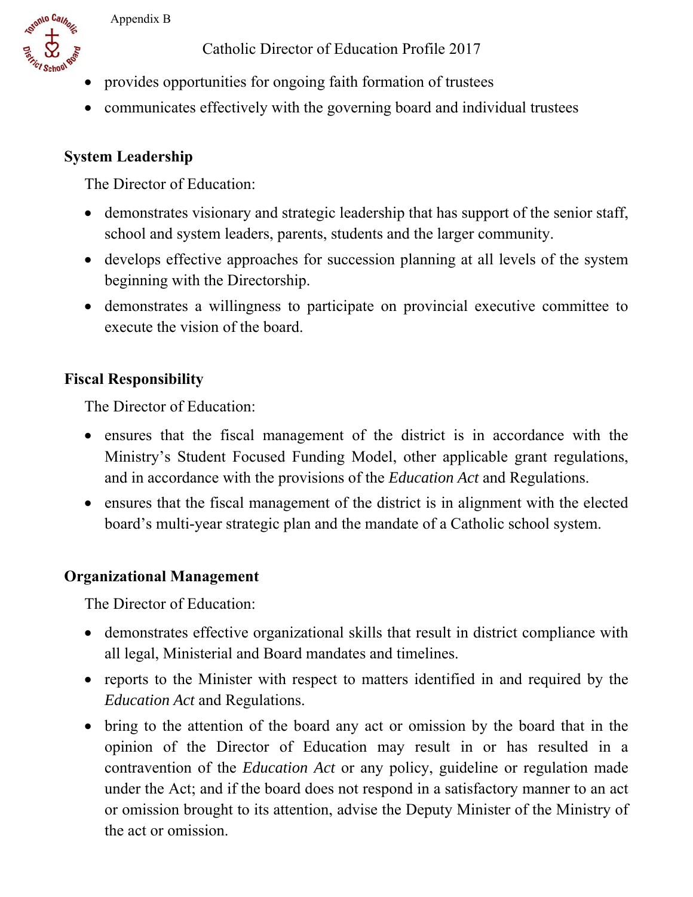- provides opportunities for ongoing faith formation of trustees
- communicates effectively with the governing board and individual trustees

**System Leadership**

The Director of Education:

- demonstrates visionary and strategic leadership that has support of the senior staff, school and system leaders, parents, students and the larger community.
- develops effective approaches for succession planning at all levels of the system beginning with the Directorship.
- demonstrates a willingness to participate on provincial executive committee to execute the vision of the board.

**Fiscal Responsibility**

The Director of Education:

- ensures that the fiscal management of the district is in accordance with the Ministry's Student Focused Funding Model, other applicable grant regulations, and in accordance with the provisions of the *Education Act* and Regulations.
- ensures that the fiscal management of the district is in alignment with the elected board's multi-year strategic plan and the mandate of a Catholic school system.

**Organizational Management**

The Director of Education:

- demonstrates effective organizational skills that result in district compliance with all legal, Ministerial and Board mandates and timelines.
- reports to the Minister with respect to matters identified in and required by the *Education Act* and Regulations.
- bring to the attention of the board any act or omission by the board that in the opinion of the Director of Education may result in or has resulted in a contravention of the *Education Act* or any policy, guideline or regulation made under the Act; and if the board does not respond in a satisfactory manner to an act or omission brought to its attention, advise the Deputy Minister of the Ministry of the act or omission.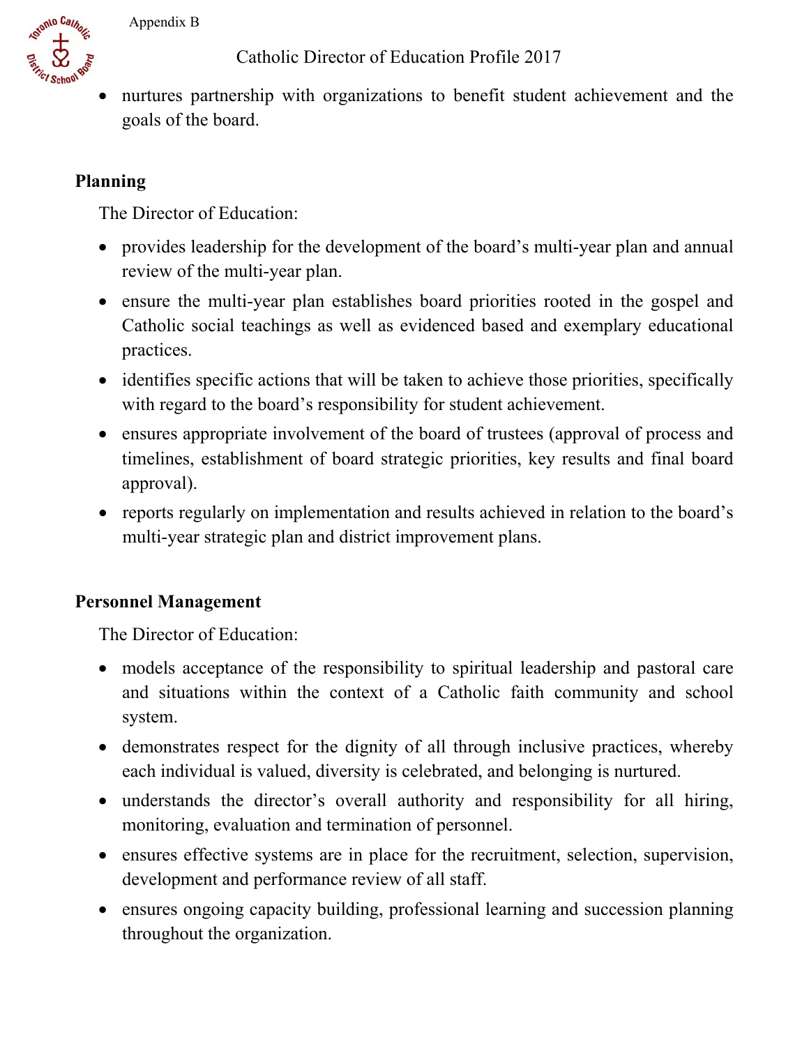- nurtures partnership with organizations to benefit student achievement and the goals of the board.

**Planning**

The Director of Education:

- provides leadership for the development of the board's multi-year plan and annual review of the multi-year plan.
- ensure the multi-year plan establishes board priorities rooted in the gospel and Catholic social teachings as well as evidenced based and exemplary educational practices.
- identifies specific actions that will be taken to achieve those priorities, specifically with regard to the board's responsibility for student achievement.
- ensures appropriate involvement of the board of trustees (approval of process and timelines, establishment of board strategic priorities, key results and final board approval).
- reports regularly on implementation and results achieved in relation to the board's multi-year strategic plan and district improvement plans.

**Personnel Management**

The Director of Education:

- models acceptance of the responsibility to spiritual leadership and pastoral care and situations within the context of a Catholic faith community and school system.
- demonstrates respect for the dignity of all through inclusive practices, whereby each individual is valued, diversity is celebrated, and belonging is nurtured.
- understands the director's overall authority and responsibility for all hiring, monitoring, evaluation and termination of personnel.
- ensures effective systems are in place for the recruitment, selection, supervision, development and performance review of all staff.
- ensures ongoing capacity building, professional learning and succession planning throughout the organization.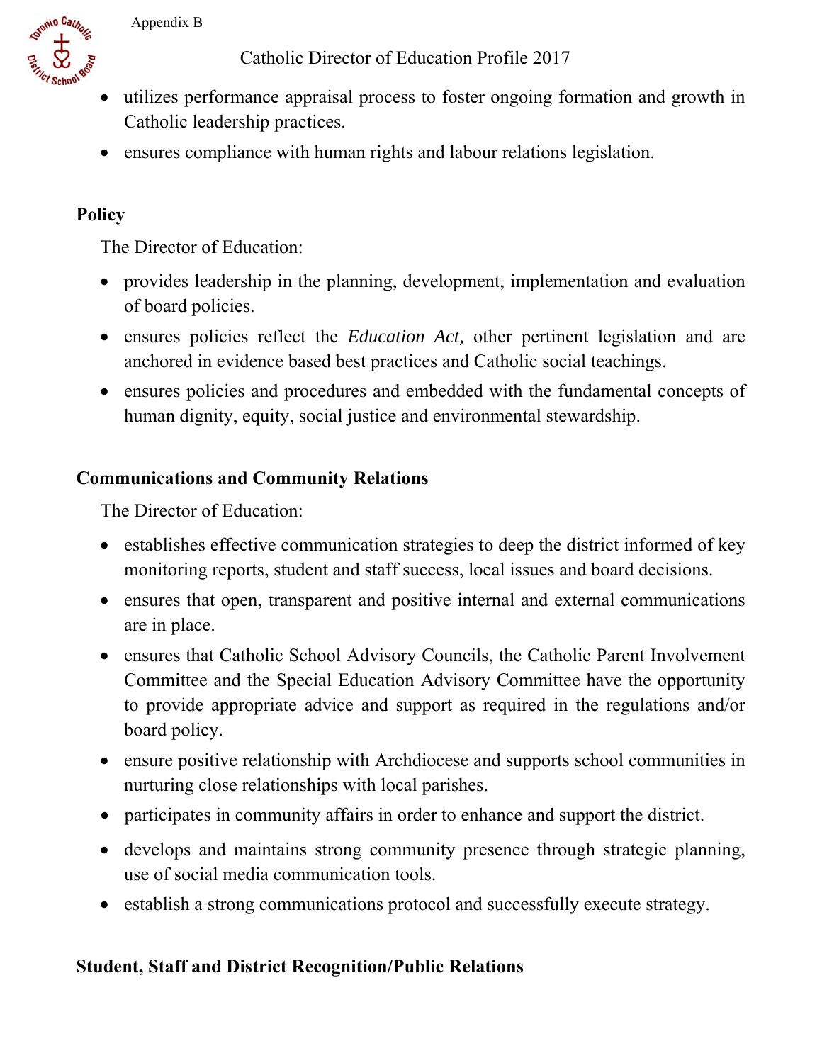- utilizes performance appraisal process to foster ongoing formation and growth in Catholic leadership practices.
- ensures compliance with human rights and labour relations legislation.

**Policy**

The Director of Education:

- provides leadership in the planning, development, implementation and evaluation of board policies.
- ensures policies reflect the *Education Act,* other pertinent legislation and are anchored in evidence based best practices and Catholic social teachings.
- ensures policies and procedures and embedded with the fundamental concepts of human dignity, equity, social justice and environmental stewardship.

**Communications and Community Relations**

The Director of Education:

- establishes effective communication strategies to deep the district informed of key monitoring reports, student and staff success, local issues and board decisions.
- ensures that open, transparent and positive internal and external communications are in place.
- ensures that Catholic School Advisory Councils, the Catholic Parent Involvement Committee and the Special Education Advisory Committee have the opportunity to provide appropriate advice and support as required in the regulations and/or board policy.
- ensure positive relationship with Archdiocese and supports school communities in nurturing close relationships with local parishes.
- participates in community affairs in order to enhance and support the district.
- develops and maintains strong community presence through strategic planning, use of social media communication tools.
- establish a strong communications protocol and successfully execute strategy.

**Student, Staff and District Recognition/Public Relations**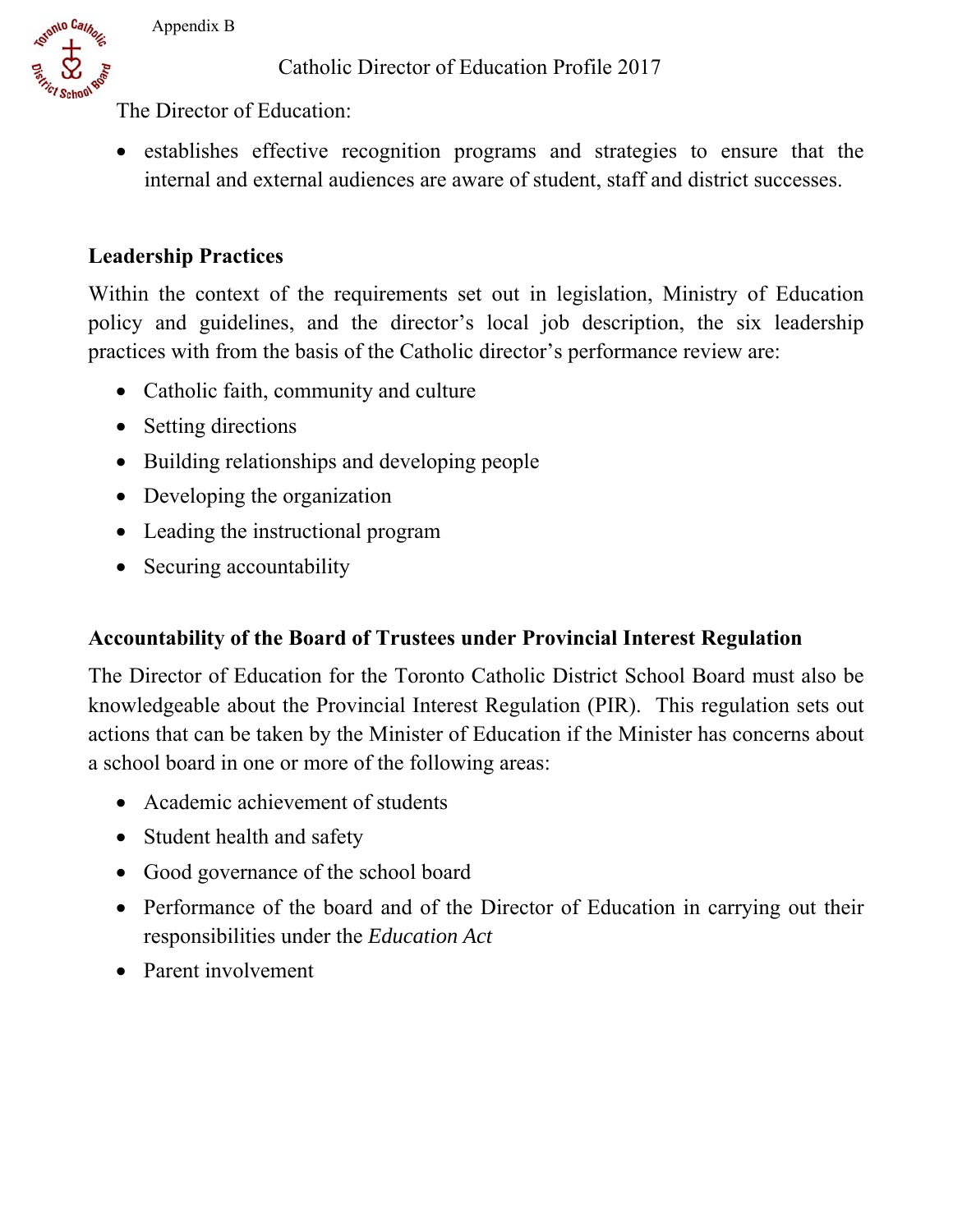The Director of Education:

- establishes effective recognition programs and strategies to ensure that the internal and external audiences are aware of student, staff and district successes.

**Leadership Practices**

Within the context of the requirements set out in legislation, Ministry of Education policy and guidelines, and the director's local job description, the six leadership practices with from the basis of the Catholic director's performance review are:

- Catholic faith, community and culture
- Setting directions
- Building relationships and developing people
- Developing the organization
- Leading the instructional program
- Securing accountability

**Accountability of the Board of Trustees under Provincial Interest Regulation**

The Director of Education for the Toronto Catholic District School Board must also be knowledgeable about the Provincial Interest Regulation (PIR). This regulation sets out actions that can be taken by the Minister of Education if the Minister has concerns about a school board in one or more of the following areas:

- Academic achievement of students
- Student health and safety
- Good governance of the school board
- Performance of the board and of the Director of Education in carrying out their responsibilities under the *Education Act*
- Parent involvement